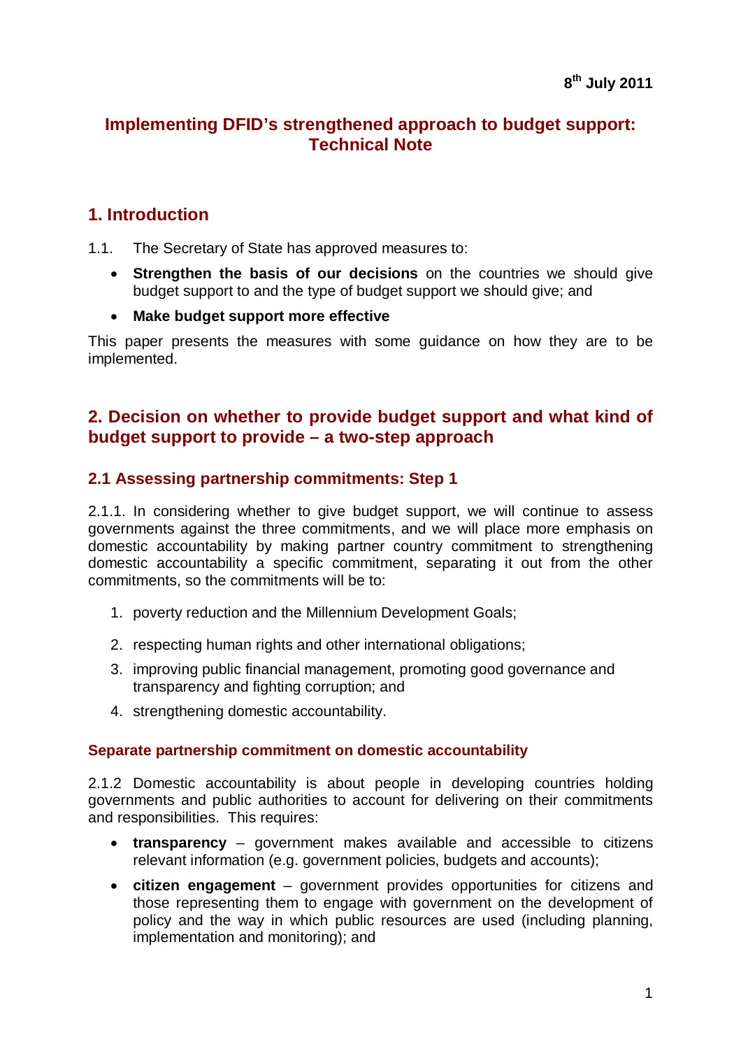**8th July 2011**

# Implementing DFID's strengthened approach to budget support: Technical Note

## 1. Introduction

1.1. The Secretary of State has approved measures to:

- **Strengthen the basis of our decisions** on the countries we should give budget support to and the type of budget support we should give; and
- **Make budget support more effective**

This paper presents the measures with some guidance on how they are to be implemented.

## 2. Decision on whether to provide budget support and what kind of budget support to provide – a two-step approach

### 2.1 Assessing partnership commitments: Step 1

2.1.1. In considering whether to give budget support, we will continue to assess governments against the three commitments, and we will place more emphasis on domestic accountability by making partner country commitment to strengthening domestic accountability a specific commitment, separating it out from the other commitments, so the commitments will be to:

1. poverty reduction and the Millennium Development Goals;
2. respecting human rights and other international obligations;
3. improving public financial management, promoting good governance and transparency and fighting corruption; and
4. strengthening domestic accountability.

#### Separate partnership commitment on domestic accountability

2.1.2 Domestic accountability is about people in developing countries holding governments and public authorities to account for delivering on their commitments and responsibilities. This requires:

- **transparency** – government makes available and accessible to citizens relevant information (e.g. government policies, budgets and accounts);
- **citizen engagement** – government provides opportunities for citizens and those representing them to engage with government on the development of policy and the way in which public resources are used (including planning, implementation and monitoring); and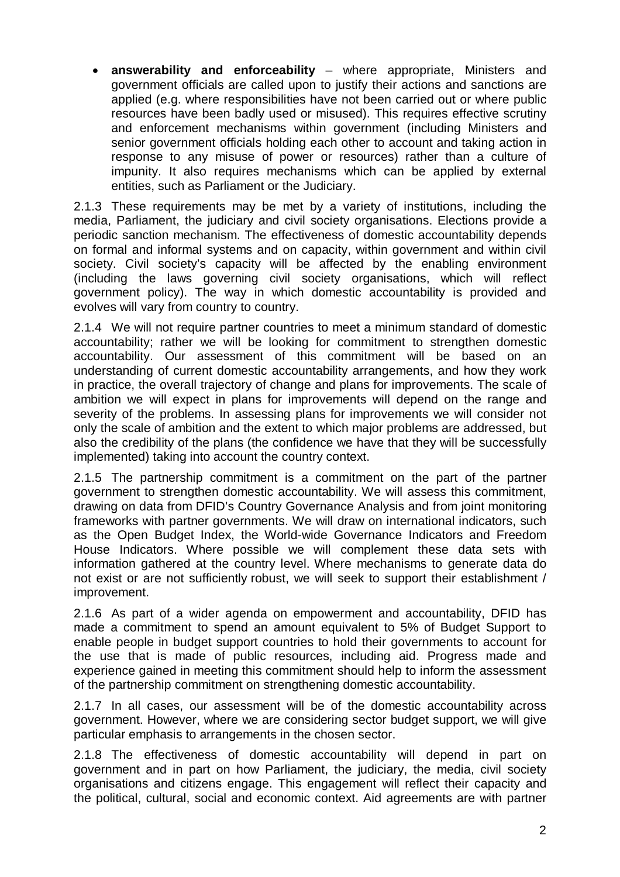- **answerability and enforceability** – where appropriate, Ministers and government officials are called upon to justify their actions and sanctions are applied (e.g. where responsibilities have not been carried out or where public resources have been badly used or misused). This requires effective scrutiny and enforcement mechanisms within government (including Ministers and senior government officials holding each other to account and taking action in response to any misuse of power or resources) rather than a culture of impunity. It also requires mechanisms which can be applied by external entities, such as Parliament or the Judiciary.

2.1.3 These requirements may be met by a variety of institutions, including the media, Parliament, the judiciary and civil society organisations. Elections provide a periodic sanction mechanism. The effectiveness of domestic accountability depends on formal and informal systems and on capacity, within government and within civil society. Civil society's capacity will be affected by the enabling environment (including the laws governing civil society organisations, which will reflect government policy). The way in which domestic accountability is provided and evolves will vary from country to country.

2.1.4 We will not require partner countries to meet a minimum standard of domestic accountability; rather we will be looking for commitment to strengthen domestic accountability. Our assessment of this commitment will be based on an understanding of current domestic accountability arrangements, and how they work in practice, the overall trajectory of change and plans for improvements. The scale of ambition we will expect in plans for improvements will depend on the range and severity of the problems. In assessing plans for improvements we will consider not only the scale of ambition and the extent to which major problems are addressed, but also the credibility of the plans (the confidence we have that they will be successfully implemented) taking into account the country context.

2.1.5 The partnership commitment is a commitment on the part of the partner government to strengthen domestic accountability. We will assess this commitment, drawing on data from DFID's Country Governance Analysis and from joint monitoring frameworks with partner governments. We will draw on international indicators, such as the Open Budget Index, the World-wide Governance Indicators and Freedom House Indicators. Where possible we will complement these data sets with information gathered at the country level. Where mechanisms to generate data do not exist or are not sufficiently robust, we will seek to support their establishment / improvement.

2.1.6 As part of a wider agenda on empowerment and accountability, DFID has made a commitment to spend an amount equivalent to 5% of Budget Support to enable people in budget support countries to hold their governments to account for the use that is made of public resources, including aid. Progress made and experience gained in meeting this commitment should help to inform the assessment of the partnership commitment on strengthening domestic accountability.

2.1.7 In all cases, our assessment will be of the domestic accountability across government. However, where we are considering sector budget support, we will give particular emphasis to arrangements in the chosen sector.

2.1.8 The effectiveness of domestic accountability will depend in part on government and in part on how Parliament, the judiciary, the media, civil society organisations and citizens engage. This engagement will reflect their capacity and the political, cultural, social and economic context. Aid agreements are with partner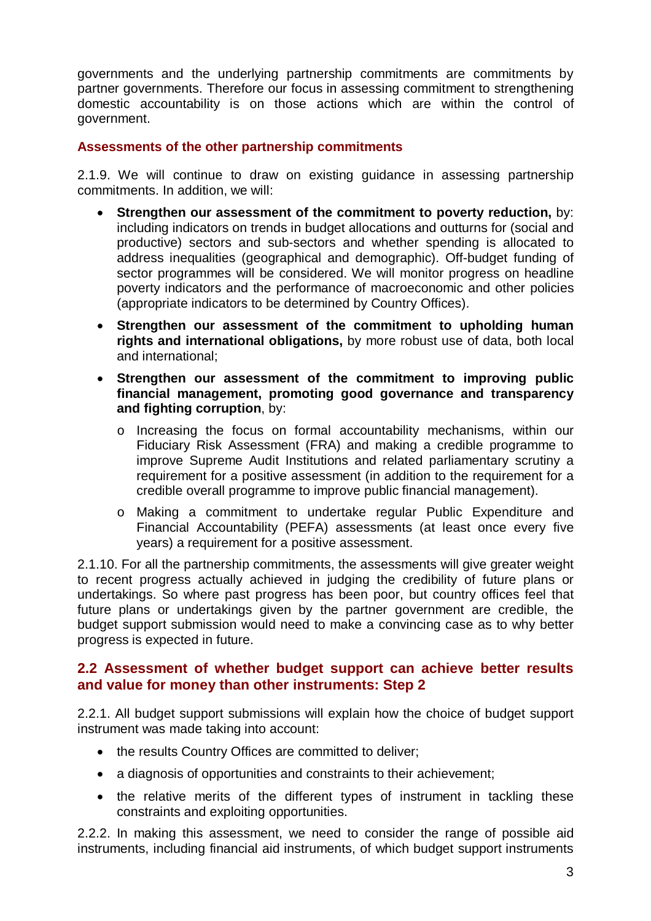governments and the underlying partnership commitments are commitments by partner governments. Therefore our focus in assessing commitment to strengthening domestic accountability is on those actions which are within the control of government.

### Assessments of the other partnership commitments

2.1.9. We will continue to draw on existing guidance in assessing partnership commitments. In addition, we will:

- **Strengthen our assessment of the commitment to poverty reduction,** by: including indicators on trends in budget allocations and outturns for (social and productive) sectors and sub-sectors and whether spending is allocated to address inequalities (geographical and demographic). Off-budget funding of sector programmes will be considered. We will monitor progress on headline poverty indicators and the performance of macroeconomic and other policies (appropriate indicators to be determined by Country Offices).
- **Strengthen our assessment of the commitment to upholding human rights and international obligations,** by more robust use of data, both local and international;
- **Strengthen our assessment of the commitment to improving public financial management, promoting good governance and transparency and fighting corruption**, by:
  - Increasing the focus on formal accountability mechanisms, within our Fiduciary Risk Assessment (FRA) and making a credible programme to improve Supreme Audit Institutions and related parliamentary scrutiny a requirement for a positive assessment (in addition to the requirement for a credible overall programme to improve public financial management).
  - Making a commitment to undertake regular Public Expenditure and Financial Accountability (PEFA) assessments (at least once every five years) a requirement for a positive assessment.

2.1.10. For all the partnership commitments, the assessments will give greater weight to recent progress actually achieved in judging the credibility of future plans or undertakings. So where past progress has been poor, but country offices feel that future plans or undertakings given by the partner government are credible, the budget support submission would need to make a convincing case as to why better progress is expected in future.

## 2.2 Assessment of whether budget support can achieve better results and value for money than other instruments: Step 2

2.2.1. All budget support submissions will explain how the choice of budget support instrument was made taking into account:

- the results Country Offices are committed to deliver;
- a diagnosis of opportunities and constraints to their achievement;
- the relative merits of the different types of instrument in tackling these constraints and exploiting opportunities.

2.2.2. In making this assessment, we need to consider the range of possible aid instruments, including financial aid instruments, of which budget support instruments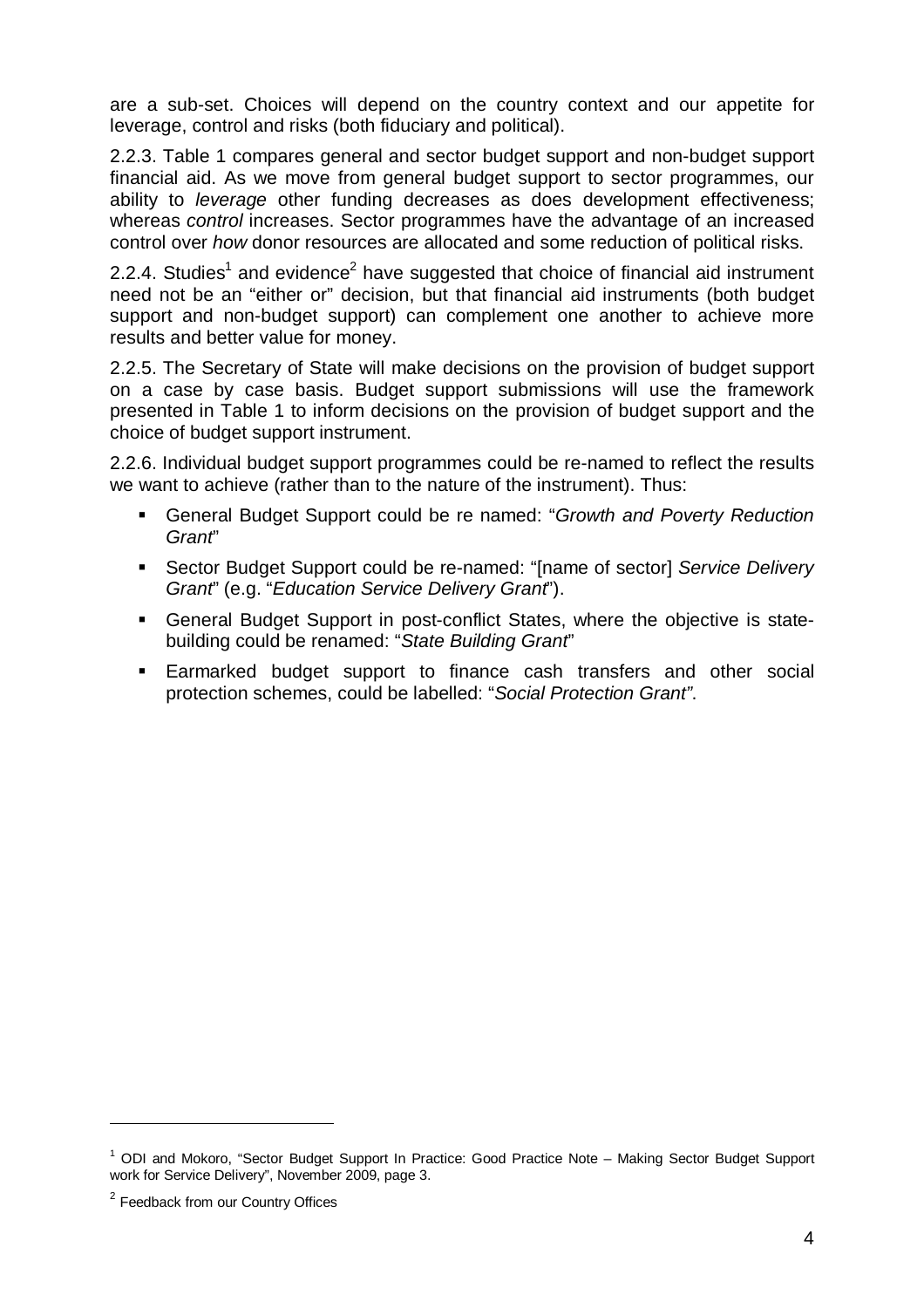are a sub-set. Choices will depend on the country context and our appetite for leverage, control and risks (both fiduciary and political).

2.2.3. Table 1 compares general and sector budget support and non-budget support financial aid. As we move from general budget support to sector programmes, our ability to *leverage* other funding decreases as does development effectiveness; whereas *control* increases. Sector programmes have the advantage of an increased control over *how* donor resources are allocated and some reduction of political risks.

2.2.4. Studies[1] and evidence[2] have suggested that choice of financial aid instrument need not be an "either or" decision, but that financial aid instruments (both budget support and non-budget support) can complement one another to achieve more results and better value for money.

2.2.5. The Secretary of State will make decisions on the provision of budget support on a case by case basis. Budget support submissions will use the framework presented in Table 1 to inform decisions on the provision of budget support and the choice of budget support instrument.

2.2.6. Individual budget support programmes could be re-named to reflect the results we want to achieve (rather than to the nature of the instrument). Thus:

- General Budget Support could be re named: "*Growth and Poverty Reduction Grant*"
- Sector Budget Support could be re-named: "[name of sector] *Service Delivery Grant*" (e.g. "*Education Service Delivery Grant*").
- General Budget Support in post-conflict States, where the objective is state-building could be renamed: "*State Building Grant*"
- Earmarked budget support to finance cash transfers and other social protection schemes, could be labelled: "*Social Protection Grant"*.

---

[1] ODI and Mokoro, "Sector Budget Support In Practice: Good Practice Note – Making Sector Budget Support work for Service Delivery", November 2009, page 3.

[2] Feedback from our Country Offices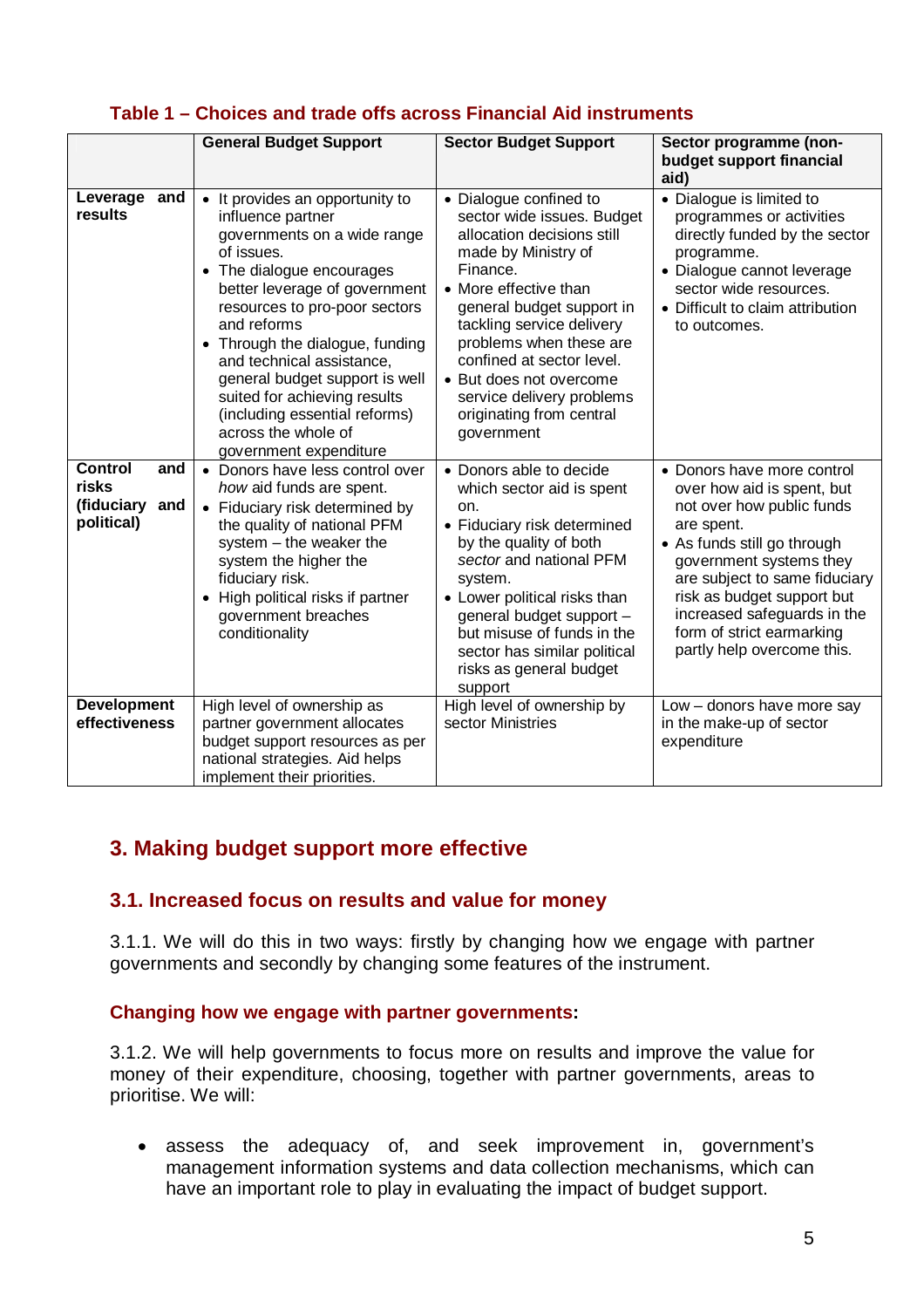**Table 1 – Choices and trade offs across Financial Aid instruments**

| | General Budget Support | Sector Budget Support | Sector programme (non-budget support financial aid) |
|---|---|---|---|
| **Leverage and results** | • It provides an opportunity to influence partner governments on a wide range of issues.<br>• The dialogue encourages better leverage of government resources to pro-poor sectors and reforms<br>• Through the dialogue, funding and technical assistance, general budget support is well suited for achieving results (including essential reforms) across the whole of government expenditure | • Dialogue confined to sector wide issues. Budget allocation decisions still made by Ministry of Finance.<br>• More effective than general budget support in tackling service delivery problems when these are confined at sector level.<br>• But does not overcome service delivery problems originating from central government | • Dialogue is limited to programmes or activities directly funded by the sector programme.<br>• Dialogue cannot leverage sector wide resources.<br>• Difficult to claim attribution to outcomes. |
| **Control and risks (fiduciary and political)** | • Donors have less control over *how* aid funds are spent.<br>• Fiduciary risk determined by the quality of national PFM system – the weaker the system the higher the fiduciary risk.<br>• High political risks if partner government breaches conditionality | • Donors able to decide which sector aid is spent on.<br>• Fiduciary risk determined by the quality of both *sector* and national PFM system.<br>• Lower political risks than general budget support – but misuse of funds in the sector has similar political risks as general budget support | • Donors have more control over how aid is spent, but not over how public funds are spent.<br>• As funds still go through government systems they are subject to same fiduciary risk as budget support but increased safeguards in the form of strict earmarking partly help overcome this. |
| **Development effectiveness** | High level of ownership as partner government allocates budget support resources as per national strategies. Aid helps implement their priorities. | High level of ownership by sector Ministries | Low – donors have more say in the make-up of sector expenditure |

## 3. Making budget support more effective

### 3.1. Increased focus on results and value for money

3.1.1. We will do this in two ways: firstly by changing how we engage with partner governments and secondly by changing some features of the instrument.

#### Changing how we engage with partner governments:

3.1.2. We will help governments to focus more on results and improve the value for money of their expenditure, choosing, together with partner governments, areas to prioritise. We will:

- assess the adequacy of, and seek improvement in, government's management information systems and data collection mechanisms, which can have an important role to play in evaluating the impact of budget support.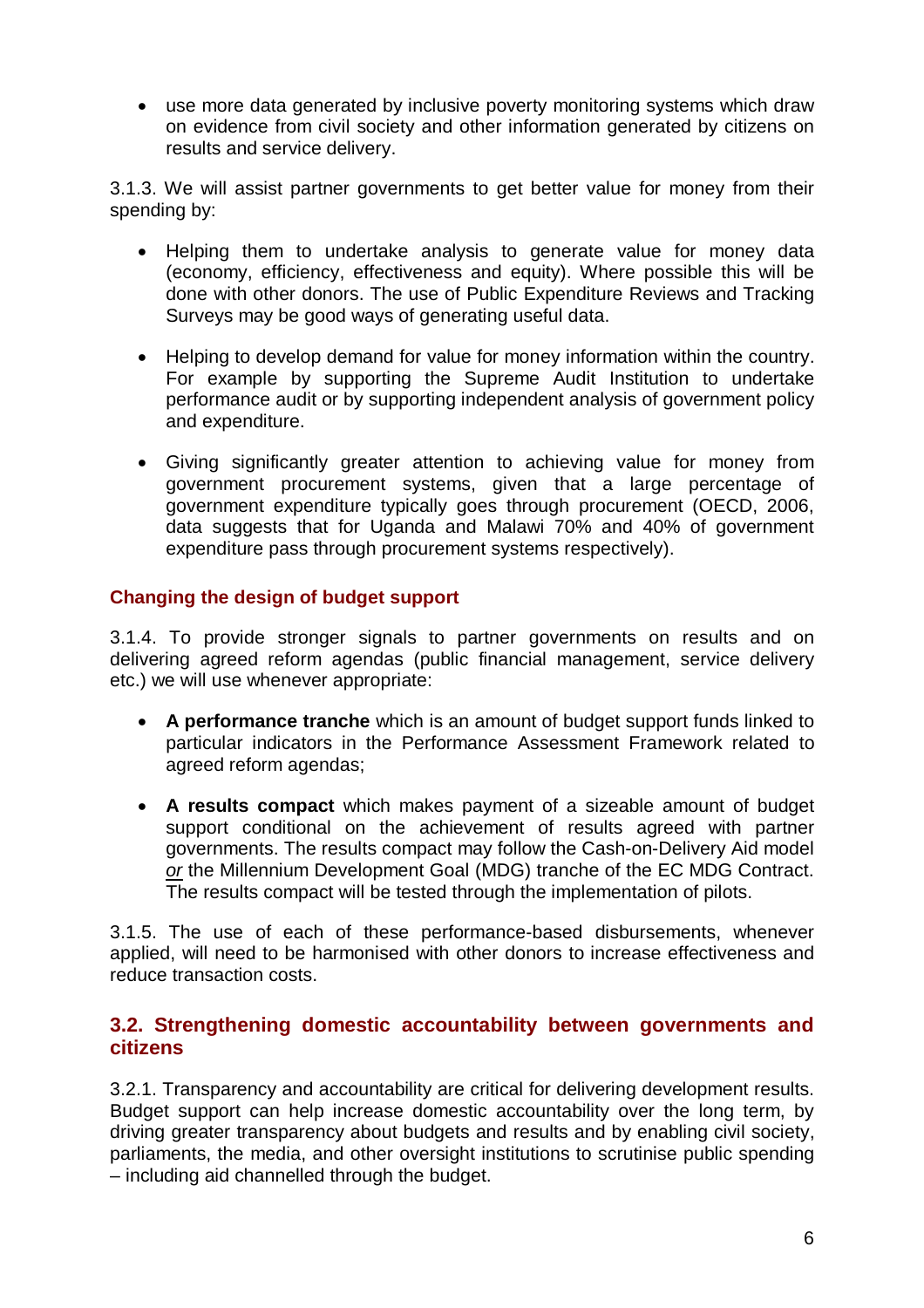- use more data generated by inclusive poverty monitoring systems which draw on evidence from civil society and other information generated by citizens on results and service delivery.

3.1.3. We will assist partner governments to get better value for money from their spending by:

- Helping them to undertake analysis to generate value for money data (economy, efficiency, effectiveness and equity). Where possible this will be done with other donors. The use of Public Expenditure Reviews and Tracking Surveys may be good ways of generating useful data.

- Helping to develop demand for value for money information within the country. For example by supporting the Supreme Audit Institution to undertake performance audit or by supporting independent analysis of government policy and expenditure.

- Giving significantly greater attention to achieving value for money from government procurement systems, given that a large percentage of government expenditure typically goes through procurement (OECD, 2006, data suggests that for Uganda and Malawi 70% and 40% of government expenditure pass through procurement systems respectively).

### Changing the design of budget support

3.1.4. To provide stronger signals to partner governments on results and on delivering agreed reform agendas (public financial management, service delivery etc.) we will use whenever appropriate:

- **A performance tranche** which is an amount of budget support funds linked to particular indicators in the Performance Assessment Framework related to agreed reform agendas;

- **A results compact** which makes payment of a sizeable amount of budget support conditional on the achievement of results agreed with partner governments. The results compact may follow the Cash-on-Delivery Aid model *or* the Millennium Development Goal (MDG) tranche of the EC MDG Contract. The results compact will be tested through the implementation of pilots.

3.1.5. The use of each of these performance-based disbursements, whenever applied, will need to be harmonised with other donors to increase effectiveness and reduce transaction costs.

## 3.2. Strengthening domestic accountability between governments and citizens

3.2.1. Transparency and accountability are critical for delivering development results. Budget support can help increase domestic accountability over the long term, by driving greater transparency about budgets and results and by enabling civil society, parliaments, the media, and other oversight institutions to scrutinise public spending – including aid channelled through the budget.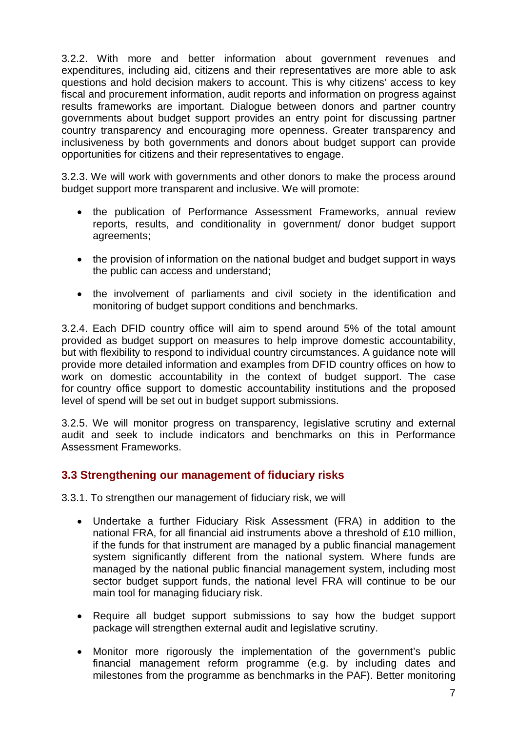3.2.2. With more and better information about government revenues and expenditures, including aid, citizens and their representatives are more able to ask questions and hold decision makers to account. This is why citizens' access to key fiscal and procurement information, audit reports and information on progress against results frameworks are important. Dialogue between donors and partner country governments about budget support provides an entry point for discussing partner country transparency and encouraging more openness. Greater transparency and inclusiveness by both governments and donors about budget support can provide opportunities for citizens and their representatives to engage.

3.2.3. We will work with governments and other donors to make the process around budget support more transparent and inclusive. We will promote:

- the publication of Performance Assessment Frameworks, annual review reports, results, and conditionality in government/ donor budget support agreements;
- the provision of information on the national budget and budget support in ways the public can access and understand;
- the involvement of parliaments and civil society in the identification and monitoring of budget support conditions and benchmarks.

3.2.4. Each DFID country office will aim to spend around 5% of the total amount provided as budget support on measures to help improve domestic accountability, but with flexibility to respond to individual country circumstances. A guidance note will provide more detailed information and examples from DFID country offices on how to work on domestic accountability in the context of budget support. The case for country office support to domestic accountability institutions and the proposed level of spend will be set out in budget support submissions.

3.2.5. We will monitor progress on transparency, legislative scrutiny and external audit and seek to include indicators and benchmarks on this in Performance Assessment Frameworks.

## 3.3 Strengthening our management of fiduciary risks

3.3.1. To strengthen our management of fiduciary risk, we will

- Undertake a further Fiduciary Risk Assessment (FRA) in addition to the national FRA, for all financial aid instruments above a threshold of £10 million, if the funds for that instrument are managed by a public financial management system significantly different from the national system. Where funds are managed by the national public financial management system, including most sector budget support funds, the national level FRA will continue to be our main tool for managing fiduciary risk.
- Require all budget support submissions to say how the budget support package will strengthen external audit and legislative scrutiny.
- Monitor more rigorously the implementation of the government's public financial management reform programme (e.g. by including dates and milestones from the programme as benchmarks in the PAF). Better monitoring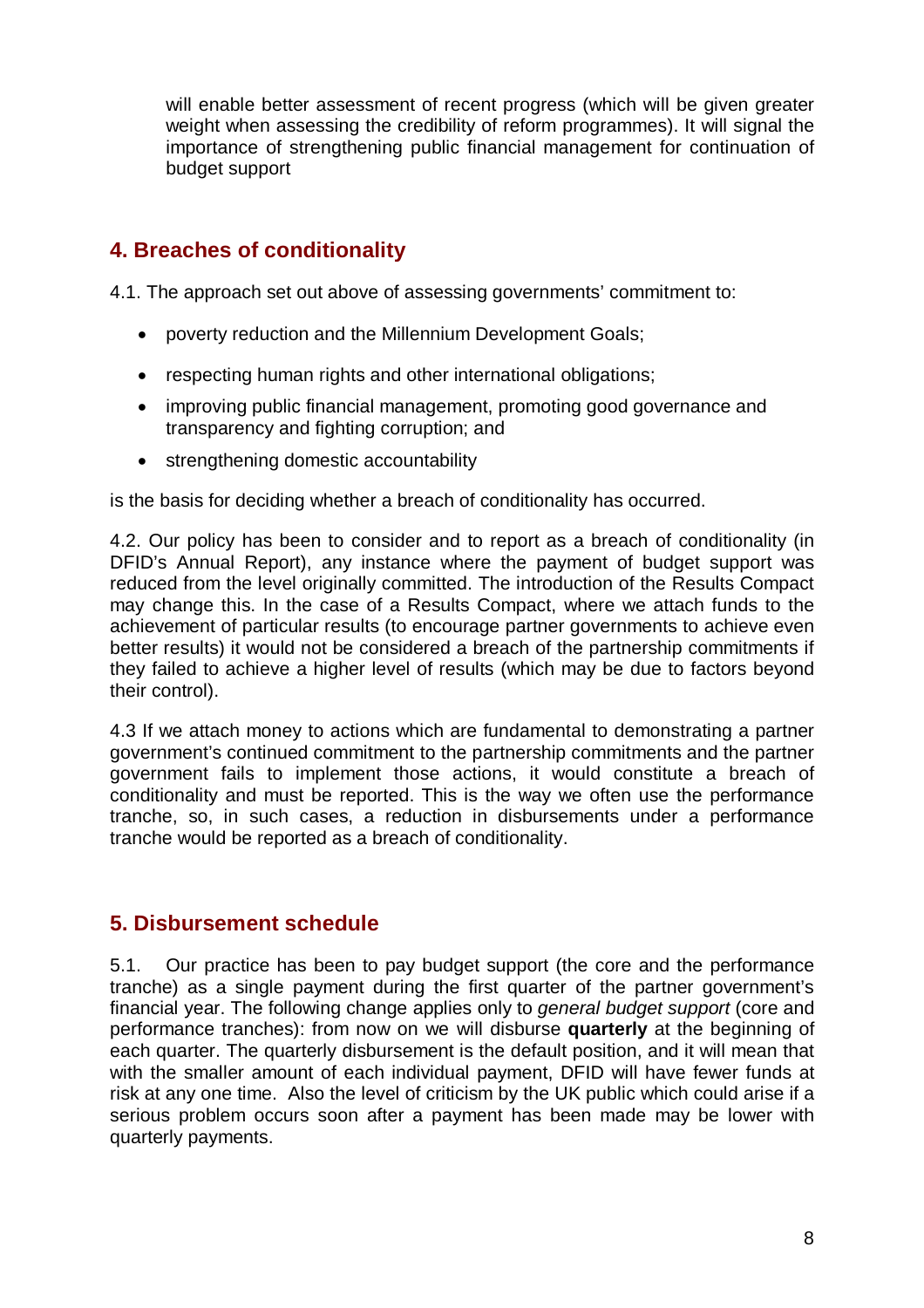will enable better assessment of recent progress (which will be given greater weight when assessing the credibility of reform programmes). It will signal the importance of strengthening public financial management for continuation of budget support

## 4. Breaches of conditionality

4.1. The approach set out above of assessing governments' commitment to:

- poverty reduction and the Millennium Development Goals;
- respecting human rights and other international obligations;
- improving public financial management, promoting good governance and transparency and fighting corruption; and
- strengthening domestic accountability

is the basis for deciding whether a breach of conditionality has occurred.

4.2. Our policy has been to consider and to report as a breach of conditionality (in DFID's Annual Report), any instance where the payment of budget support was reduced from the level originally committed. The introduction of the Results Compact may change this. In the case of a Results Compact, where we attach funds to the achievement of particular results (to encourage partner governments to achieve even better results) it would not be considered a breach of the partnership commitments if they failed to achieve a higher level of results (which may be due to factors beyond their control).

4.3 If we attach money to actions which are fundamental to demonstrating a partner government's continued commitment to the partnership commitments and the partner government fails to implement those actions, it would constitute a breach of conditionality and must be reported. This is the way we often use the performance tranche, so, in such cases, a reduction in disbursements under a performance tranche would be reported as a breach of conditionality.

## 5. Disbursement schedule

5.1. Our practice has been to pay budget support (the core and the performance tranche) as a single payment during the first quarter of the partner government's financial year. The following change applies only to *general budget support* (core and performance tranches): from now on we will disburse **quarterly** at the beginning of each quarter. The quarterly disbursement is the default position, and it will mean that with the smaller amount of each individual payment, DFID will have fewer funds at risk at any one time. Also the level of criticism by the UK public which could arise if a serious problem occurs soon after a payment has been made may be lower with quarterly payments.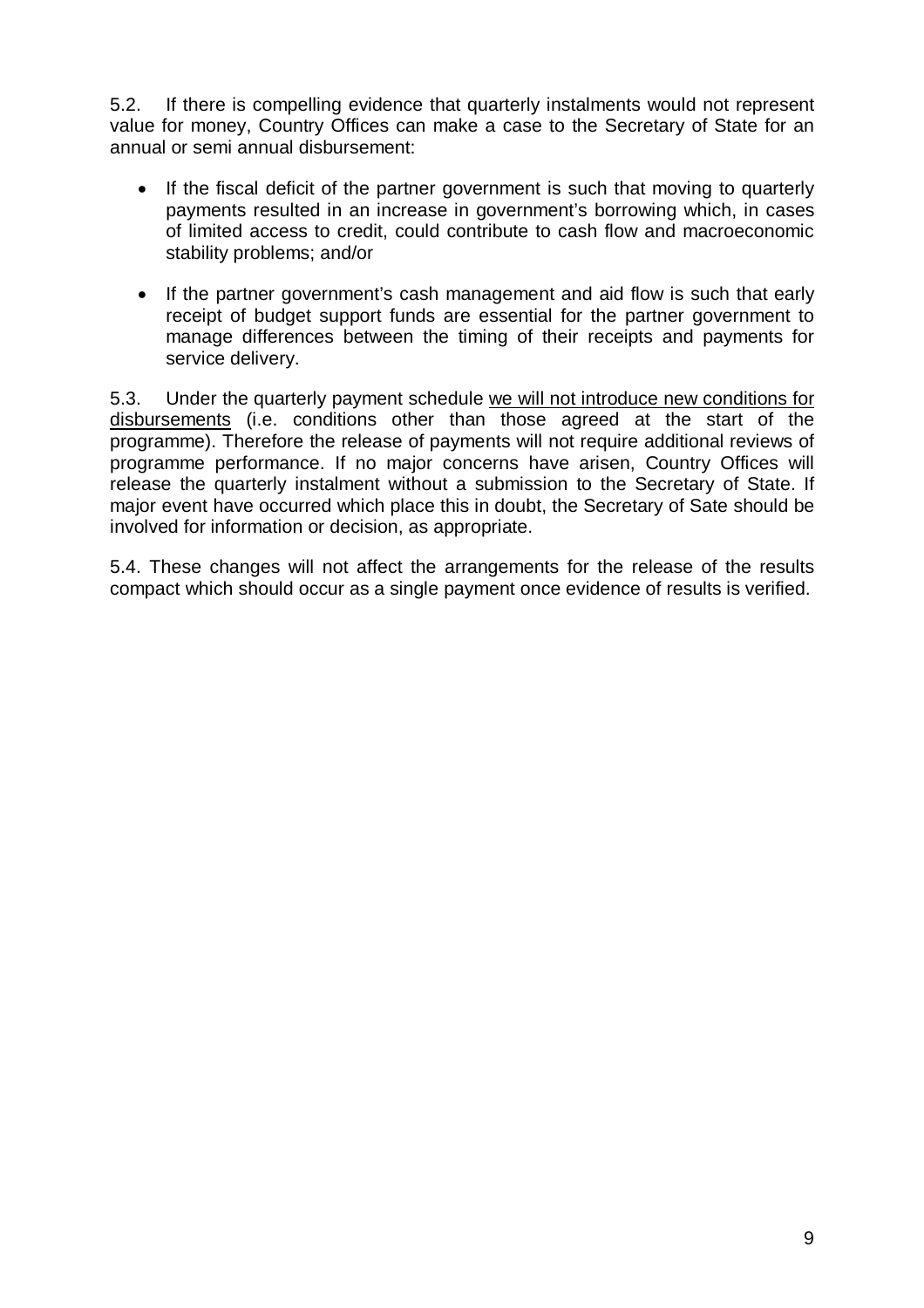5.2. If there is compelling evidence that quarterly instalments would not represent value for money, Country Offices can make a case to the Secretary of State for an annual or semi annual disbursement:

- If the fiscal deficit of the partner government is such that moving to quarterly payments resulted in an increase in government's borrowing which, in cases of limited access to credit, could contribute to cash flow and macroeconomic stability problems; and/or

- If the partner government's cash management and aid flow is such that early receipt of budget support funds are essential for the partner government to manage differences between the timing of their receipts and payments for service delivery.

5.3. Under the quarterly payment schedule <u>we will not introduce new conditions for disbursements</u> (i.e. conditions other than those agreed at the start of the programme). Therefore the release of payments will not require additional reviews of programme performance. If no major concerns have arisen, Country Offices will release the quarterly instalment without a submission to the Secretary of State. If major event have occurred which place this in doubt, the Secretary of Sate should be involved for information or decision, as appropriate.

5.4. These changes will not affect the arrangements for the release of the results compact which should occur as a single payment once evidence of results is verified.